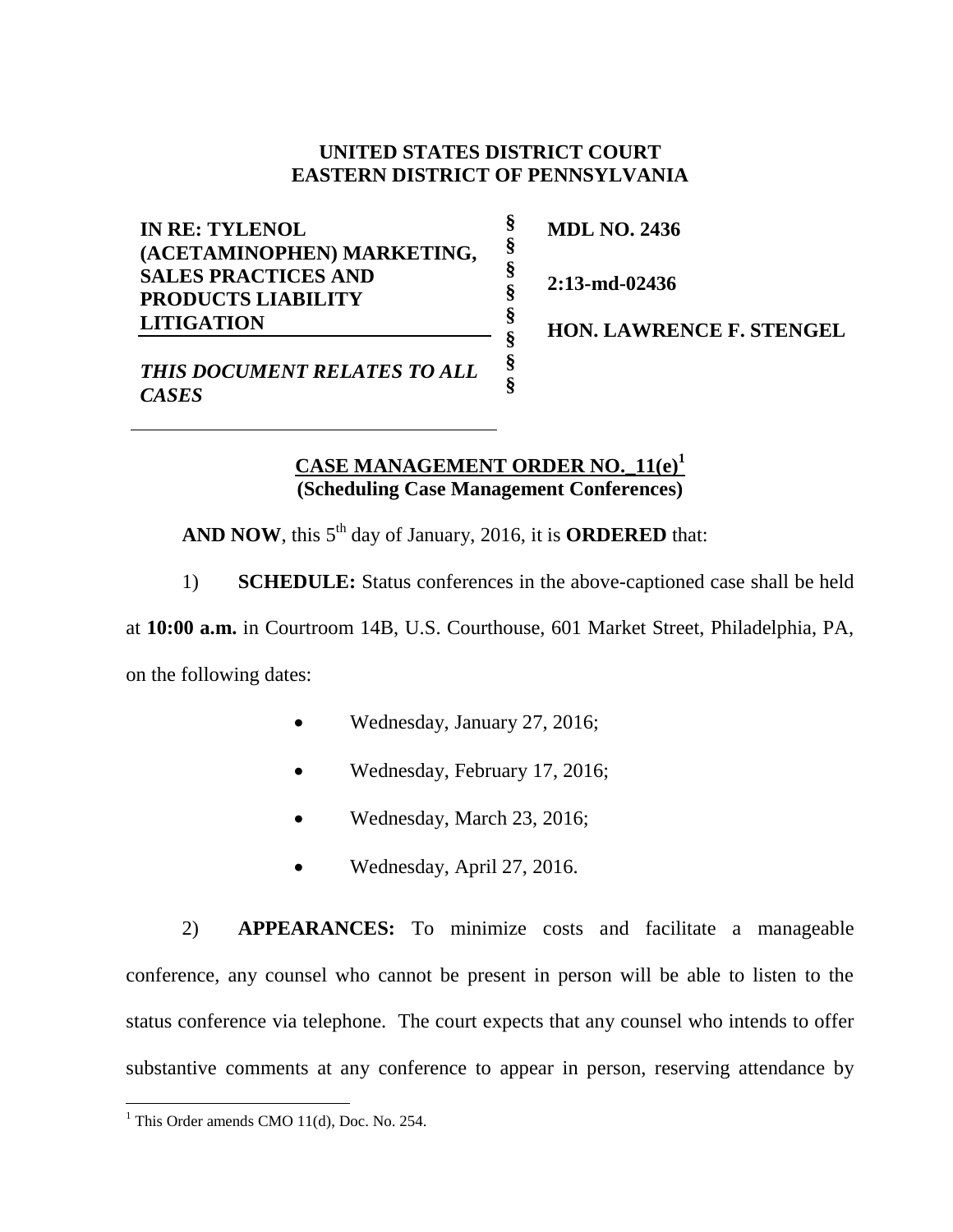**UNITED STATES DISTRICT COURT**
**EASTERN DISTRICT OF PENNSYLVANIA**

| | | |
|---|---|---|
| **IN RE: TYLENOL (ACETAMINOPHEN) MARKETING, SALES PRACTICES AND PRODUCTS LIABILITY LITIGATION** | § | **MDL NO. 2436** |
| | § | **2:13-md-02436** |
| *THIS DOCUMENT RELATES TO ALL CASES* | § | **HON. LAWRENCE F. STENGEL** |

**CASE MANAGEMENT ORDER NO._11(e)[1]**
**(Scheduling Case Management Conferences)**

**AND NOW**, this 5th day of January, 2016, it is **ORDERED** that:

1) **SCHEDULE:** Status conferences in the above-captioned case shall be held at **10:00 a.m.** in Courtroom 14B, U.S. Courthouse, 601 Market Street, Philadelphia, PA, on the following dates:

- Wednesday, January 27, 2016;
- Wednesday, February 17, 2016;
- Wednesday, March 23, 2016;
- Wednesday, April 27, 2016.

2) **APPEARANCES:** To minimize costs and facilitate a manageable conference, any counsel who cannot be present in person will be able to listen to the status conference via telephone. The court expects that any counsel who intends to offer substantive comments at any conference to appear in person, reserving attendance by

[1] This Order amends CMO 11(d), Doc. No. 254.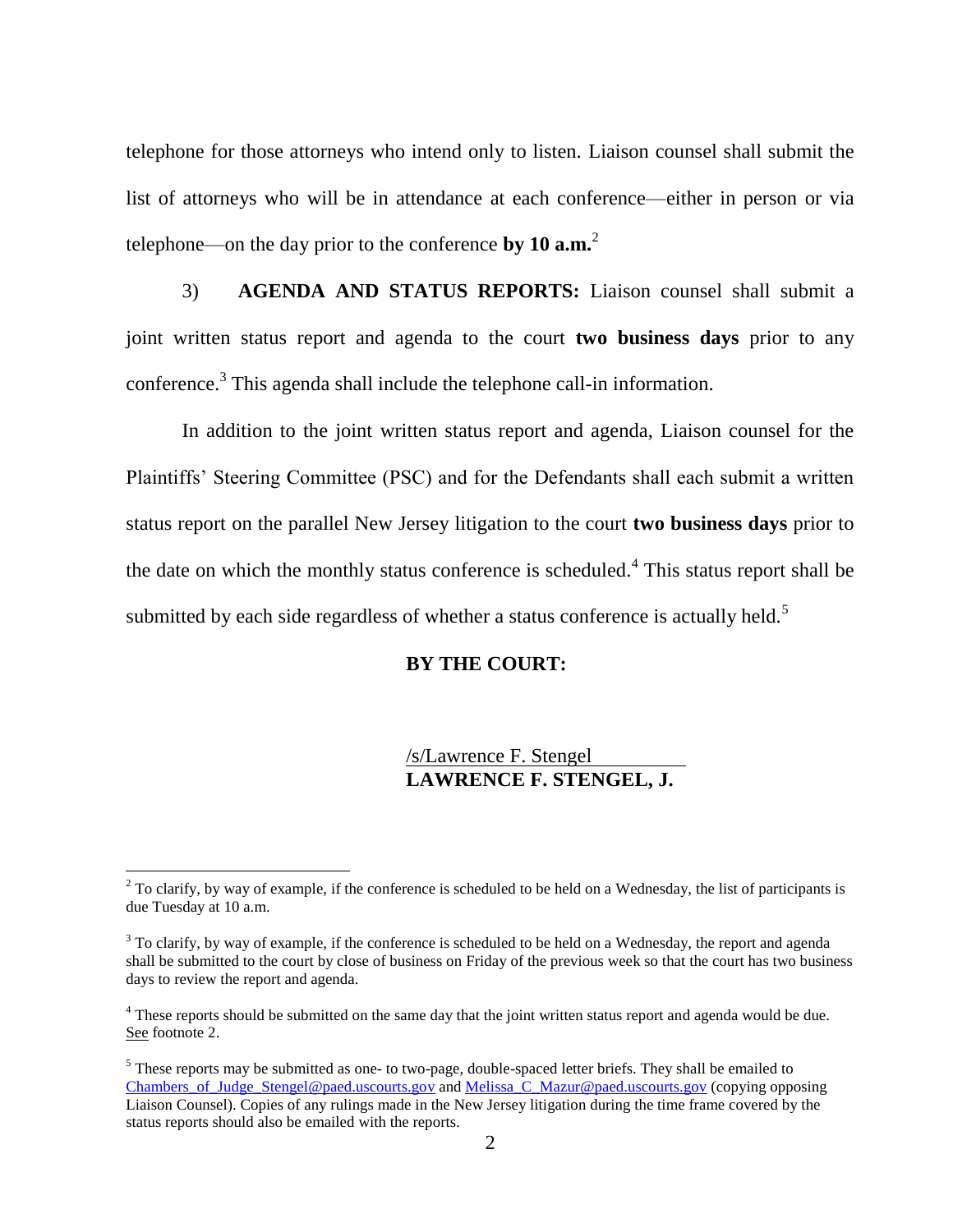telephone for those attorneys who intend only to listen. Liaison counsel shall submit the list of attorneys who will be in attendance at each conference—either in person or via telephone—on the day prior to the conference **by 10 a.m.**[2]

3) **AGENDA AND STATUS REPORTS:** Liaison counsel shall submit a joint written status report and agenda to the court **two business days** prior to any conference.[3] This agenda shall include the telephone call-in information.

In addition to the joint written status report and agenda, Liaison counsel for the Plaintiffs' Steering Committee (PSC) and for the Defendants shall each submit a written status report on the parallel New Jersey litigation to the court **two business days** prior to the date on which the monthly status conference is scheduled.[4] This status report shall be submitted by each side regardless of whether a status conference is actually held.[5]

**BY THE COURT:**

/s/Lawrence F. Stengel
**LAWRENCE F. STENGEL, J.**

---

[2] To clarify, by way of example, if the conference is scheduled to be held on a Wednesday, the list of participants is due Tuesday at 10 a.m.

[3] To clarify, by way of example, if the conference is scheduled to be held on a Wednesday, the report and agenda shall be submitted to the court by close of business on Friday of the previous week so that the court has two business days to review the report and agenda.

[4] These reports should be submitted on the same day that the joint written status report and agenda would be due. See footnote 2.

[5] These reports may be submitted as one- to two-page, double-spaced letter briefs. They shall be emailed to Chambers_of_Judge_Stengel@paed.uscourts.gov and Melissa_C_Mazur@paed.uscourts.gov (copying opposing Liaison Counsel). Copies of any rulings made in the New Jersey litigation during the time frame covered by the status reports should also be emailed with the reports.